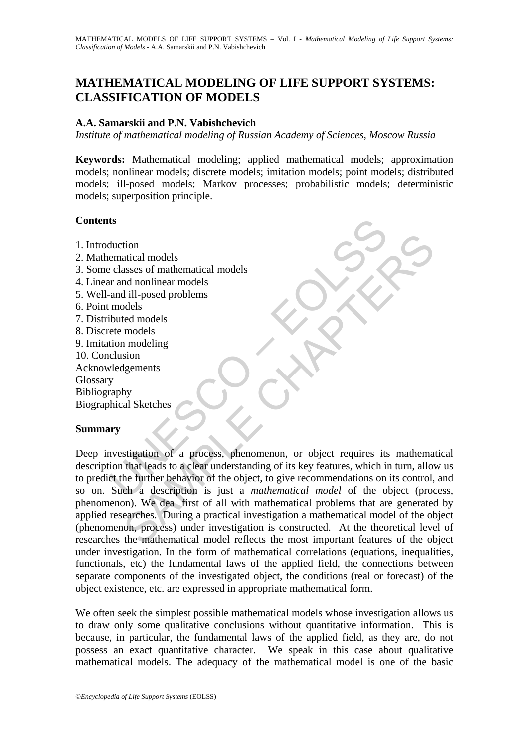# MATHEMATICAL MODELING OF LIFE SUPPORT SYSTEMS: CLASSIFICATION OF MODELS

**A.A. Samarskii and P.N. Vabishchevich**

*Institute of mathematical modeling of Russian Academy of Sciences, Moscow Russia*

**Keywords:** Mathematical modeling; applied mathematical models; approximation models; nonlinear models; discrete models; imitation models; point models; distributed models; ill-posed models; Markov processes; probabilistic models; deterministic models; superposition principle.

**Contents**

1. Introduction
2. Mathematical models
3. Some classes of mathematical models
4. Linear and nonlinear models
5. Well-and ill-posed problems
6. Point models
7. Distributed models
8. Discrete models
9. Imitation modeling
10. Conclusion

Acknowledgements
Glossary
Bibliography
Biographical Sketches

**Summary**

Deep investigation of a process, phenomenon, or object requires its mathematical description that leads to a clear understanding of its key features, which in turn, allow us to predict the further behavior of the object, to give recommendations on its control, and so on. Such a description is just a *mathematical model* of the object (process, phenomenon). We deal first of all with mathematical problems that are generated by applied researches. During a practical investigation a mathematical model of the object (phenomenon, process) under investigation is constructed. At the theoretical level of researches the mathematical model reflects the most important features of the object under investigation. In the form of mathematical correlations (equations, inequalities, functionals, etc) the fundamental laws of the applied field, the connections between separate components of the investigated object, the conditions (real or forecast) of the object existence, etc. are expressed in appropriate mathematical form.

We often seek the simplest possible mathematical models whose investigation allows us to draw only some qualitative conclusions without quantitative information. This is because, in particular, the fundamental laws of the applied field, as they are, do not possess an exact quantitative character. We speak in this case about qualitative mathematical models. The adequacy of the mathematical model is one of the basic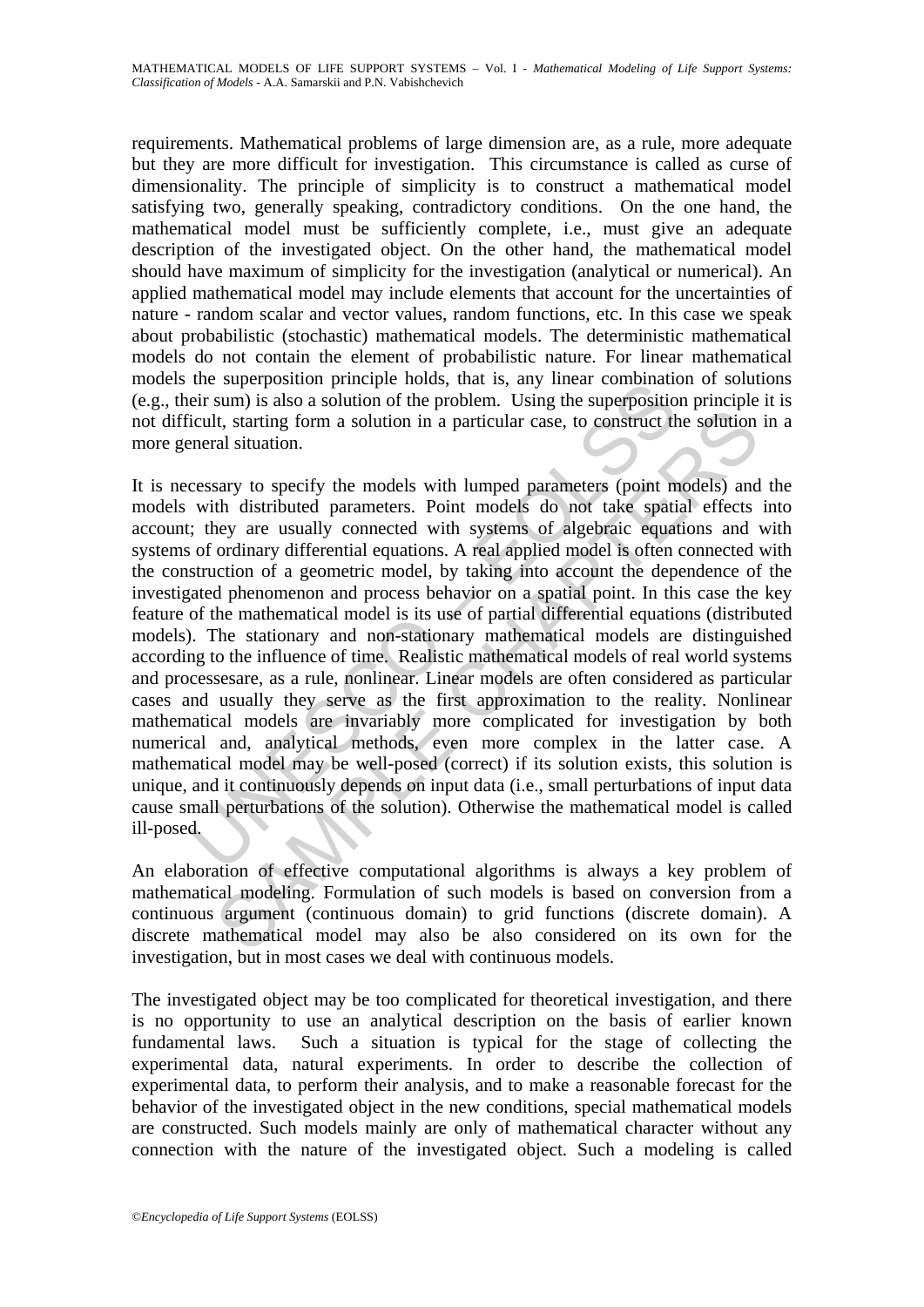requirements. Mathematical problems of large dimension are, as a rule, more adequate but they are more difficult for investigation. This circumstance is called as curse of dimensionality. The principle of simplicity is to construct a mathematical model satisfying two, generally speaking, contradictory conditions. On the one hand, the mathematical model must be sufficiently complete, i.e., must give an adequate description of the investigated object. On the other hand, the mathematical model should have maximum of simplicity for the investigation (analytical or numerical). An applied mathematical model may include elements that account for the uncertainties of nature - random scalar and vector values, random functions, etc. In this case we speak about probabilistic (stochastic) mathematical models. The deterministic mathematical models do not contain the element of probabilistic nature. For linear mathematical models the superposition principle holds, that is, any linear combination of solutions (e.g., their sum) is also a solution of the problem. Using the superposition principle it is not difficult, starting form a solution in a particular case, to construct the solution in a more general situation.

It is necessary to specify the models with lumped parameters (point models) and the models with distributed parameters. Point models do not take spatial effects into account; they are usually connected with systems of algebraic equations and with systems of ordinary differential equations. A real applied model is often connected with the construction of a geometric model, by taking into account the dependence of the investigated phenomenon and process behavior on a spatial point. In this case the key feature of the mathematical model is its use of partial differential equations (distributed models). The stationary and non-stationary mathematical models are distinguished according to the influence of time. Realistic mathematical models of real world systems and processesare, as a rule, nonlinear. Linear models are often considered as particular cases and usually they serve as the first approximation to the reality. Nonlinear mathematical models are invariably more complicated for investigation by both numerical and, analytical methods, even more complex in the latter case. A mathematical model may be well-posed (correct) if its solution exists, this solution is unique, and it continuously depends on input data (i.e., small perturbations of input data cause small perturbations of the solution). Otherwise the mathematical model is called ill-posed.

An elaboration of effective computational algorithms is always a key problem of mathematical modeling. Formulation of such models is based on conversion from a continuous argument (continuous domain) to grid functions (discrete domain). A discrete mathematical model may also be also considered on its own for the investigation, but in most cases we deal with continuous models.

The investigated object may be too complicated for theoretical investigation, and there is no opportunity to use an analytical description on the basis of earlier known fundamental laws. Such a situation is typical for the stage of collecting the experimental data, natural experiments. In order to describe the collection of experimental data, to perform their analysis, and to make a reasonable forecast for the behavior of the investigated object in the new conditions, special mathematical models are constructed. Such models mainly are only of mathematical character without any connection with the nature of the investigated object. Such a modeling is called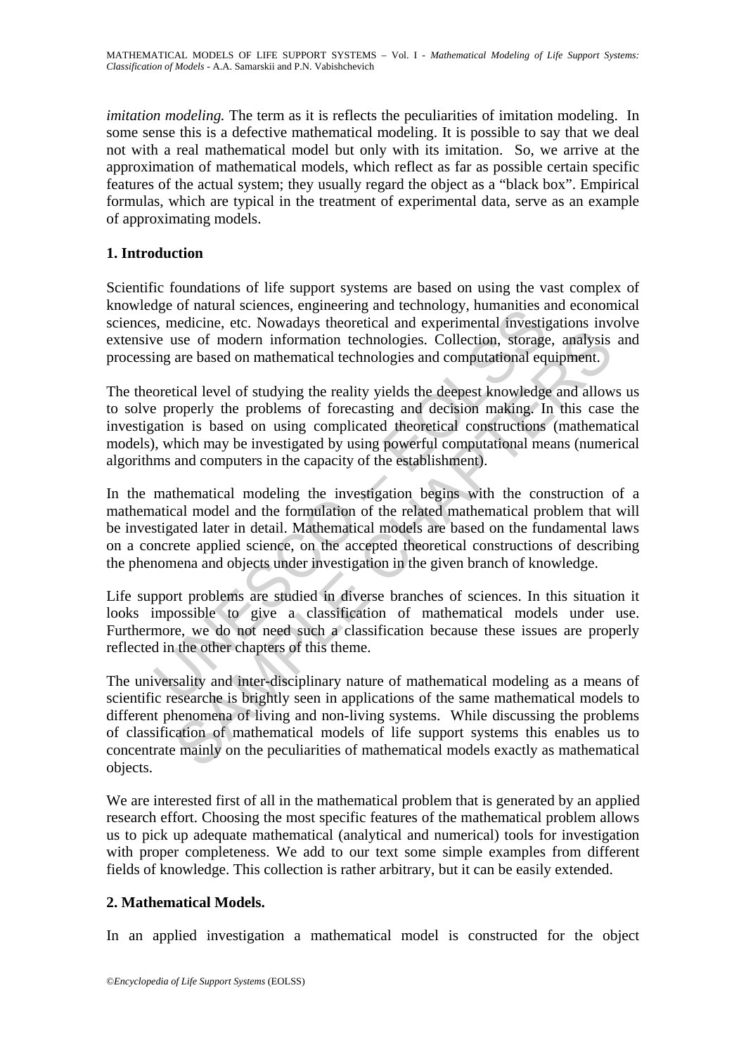*imitation modeling.* The term as it is reflects the peculiarities of imitation modeling. In some sense this is a defective mathematical modeling. It is possible to say that we deal not with a real mathematical model but only with its imitation. So, we arrive at the approximation of mathematical models, which reflect as far as possible certain specific features of the actual system; they usually regard the object as a “black box”. Empirical formulas, which are typical in the treatment of experimental data, serve as an example of approximating models.

## 1. Introduction

Scientific foundations of life support systems are based on using the vast complex of knowledge of natural sciences, engineering and technology, humanities and economical sciences, medicine, etc. Nowadays theoretical and experimental investigations involve extensive use of modern information technologies. Collection, storage, analysis and processing are based on mathematical technologies and computational equipment.

The theoretical level of studying the reality yields the deepest knowledge and allows us to solve properly the problems of forecasting and decision making. In this case the investigation is based on using complicated theoretical constructions (mathematical models), which may be investigated by using powerful computational means (numerical algorithms and computers in the capacity of the establishment).

In the mathematical modeling the investigation begins with the construction of a mathematical model and the formulation of the related mathematical problem that will be investigated later in detail. Mathematical models are based on the fundamental laws on a concrete applied science, on the accepted theoretical constructions of describing the phenomena and objects under investigation in the given branch of knowledge.

Life support problems are studied in diverse branches of sciences. In this situation it looks impossible to give a classification of mathematical models under use. Furthermore, we do not need such a classification because these issues are properly reflected in the other chapters of this theme.

The universality and inter-disciplinary nature of mathematical modeling as a means of scientific researche is brightly seen in applications of the same mathematical models to different phenomena of living and non-living systems. While discussing the problems of classification of mathematical models of life support systems this enables us to concentrate mainly on the peculiarities of mathematical models exactly as mathematical objects.

We are interested first of all in the mathematical problem that is generated by an applied research effort. Choosing the most specific features of the mathematical problem allows us to pick up adequate mathematical (analytical and numerical) tools for investigation with proper completeness. We add to our text some simple examples from different fields of knowledge. This collection is rather arbitrary, but it can be easily extended.

## 2. Mathematical Models.

In an applied investigation a mathematical model is constructed for the object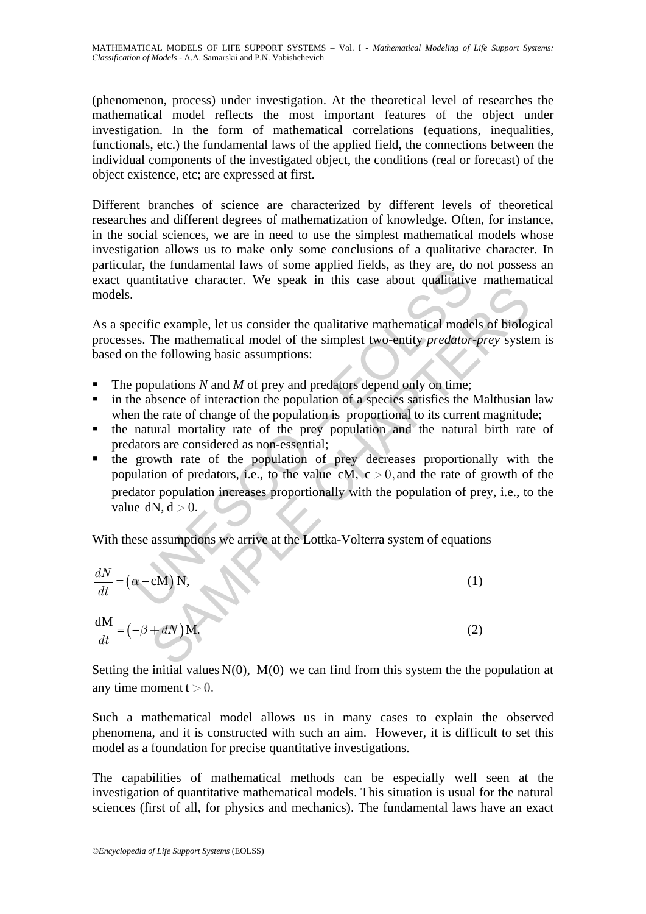(phenomenon, process) under investigation. At the theoretical level of researches the mathematical model reflects the most important features of the object under investigation. In the form of mathematical correlations (equations, inequalities, functionals, etc.) the fundamental laws of the applied field, the connections between the individual components of the investigated object, the conditions (real or forecast) of the object existence, etc; are expressed at first.

Different branches of science are characterized by different levels of theoretical researches and different degrees of mathematization of knowledge. Often, for instance, in the social sciences, we are in need to use the simplest mathematical models whose investigation allows us to make only some conclusions of a qualitative character. In particular, the fundamental laws of some applied fields, as they are, do not possess an exact quantitative character. We speak in this case about qualitative mathematical models.

As a specific example, let us consider the qualitative mathematical models of biological processes. The mathematical model of the simplest two-entity *predator-prey* system is based on the following basic assumptions:

- The populations $N$ and $M$ of prey and predators depend only on time;
- in the absence of interaction the population of a species satisfies the Malthusian law when the rate of change of the population is proportional to its current magnitude;
- the natural mortality rate of the prey population and the natural birth rate of predators are considered as non-essential;
- the growth rate of the population of prey decreases proportionally with the population of predators, i.e., to the value $cM,\ c > 0,$ and the rate of growth of the predator population increases proportionally with the population of prey, i.e., to the value $dN,\ d > 0.$

With these assumptions we arrive at the Lottka-Volterra system of equations

$$\frac{dN}{dt} = (\alpha - cM)\, N, \tag{1}$$

$$\frac{dM}{dt} = (-\beta + dN)\, M. \tag{2}$$

Setting the initial values $N(0),\ M(0)$ we can find from this system the the population at any time moment $t > 0.$

Such a mathematical model allows us in many cases to explain the observed phenomena, and it is constructed with such an aim. However, it is difficult to set this model as a foundation for precise quantitative investigations.

The capabilities of mathematical methods can be especially well seen at the investigation of quantitative mathematical models. This situation is usual for the natural sciences (first of all, for physics and mechanics). The fundamental laws have an exact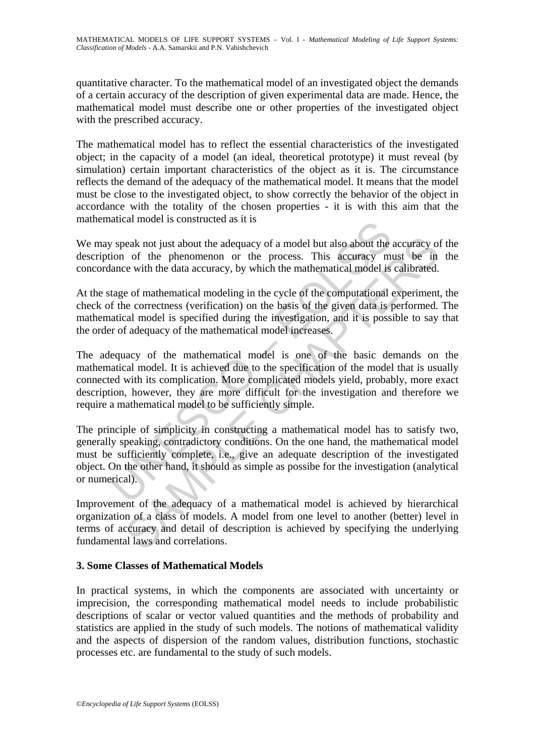quantitative character. To the mathematical model of an investigated object the demands of a certain accuracy of the description of given experimental data are made. Hence, the mathematical model must describe one or other properties of the investigated object with the prescribed accuracy.

The mathematical model has to reflect the essential characteristics of the investigated object; in the capacity of a model (an ideal, theoretical prototype) it must reveal (by simulation) certain important characteristics of the object as it is. The circumstance reflects the demand of the adequacy of the mathematical model. It means that the model must be close to the investigated object, to show correctly the behavior of the object in accordance with the totality of the chosen properties - it is with this aim that the mathematical model is constructed as it is

We may speak not just about the adequacy of a model but also about the accuracy of the description of the phenomenon or the process. This accuracy must be in the concordance with the data accuracy, by which the mathematical model is calibrated.

At the stage of mathematical modeling in the cycle of the computational experiment, the check of the correctness (verification) on the basis of the given data is performed. The mathematical model is specified during the investigation, and it is possible to say that the order of adequacy of the mathematical model increases.

The adequacy of the mathematical model is one of the basic demands on the mathematical model. It is achieved due to the specification of the model that is usually connected with its complication. More complicated models yield, probably, more exact description, however, they are more difficult for the investigation and therefore we require a mathematical model to be sufficiently simple.

The principle of simplicity in constructing a mathematical model has to satisfy two, generally speaking, contradictory conditions. On the one hand, the mathematical model must be sufficiently complete, i.e., give an adequate description of the investigated object. On the other hand, it should as simple as possibe for the investigation (analytical or numerical).

Improvement of the adequacy of a mathematical model is achieved by hierarchical organization of a class of models. A model from one level to another (better) level in terms of accuracy and detail of description is achieved by specifying the underlying fundamental laws and correlations.

## 3. Some Classes of Mathematical Models

In practical systems, in which the components are associated with uncertainty or imprecision, the corresponding mathematical model needs to include probabilistic descriptions of scalar or vector valued quantities and the methods of probability and statistics are applied in the study of such models. The notions of mathematical validity and the aspects of dispersion of the random values, distribution functions, stochastic processes etc. are fundamental to the study of such models.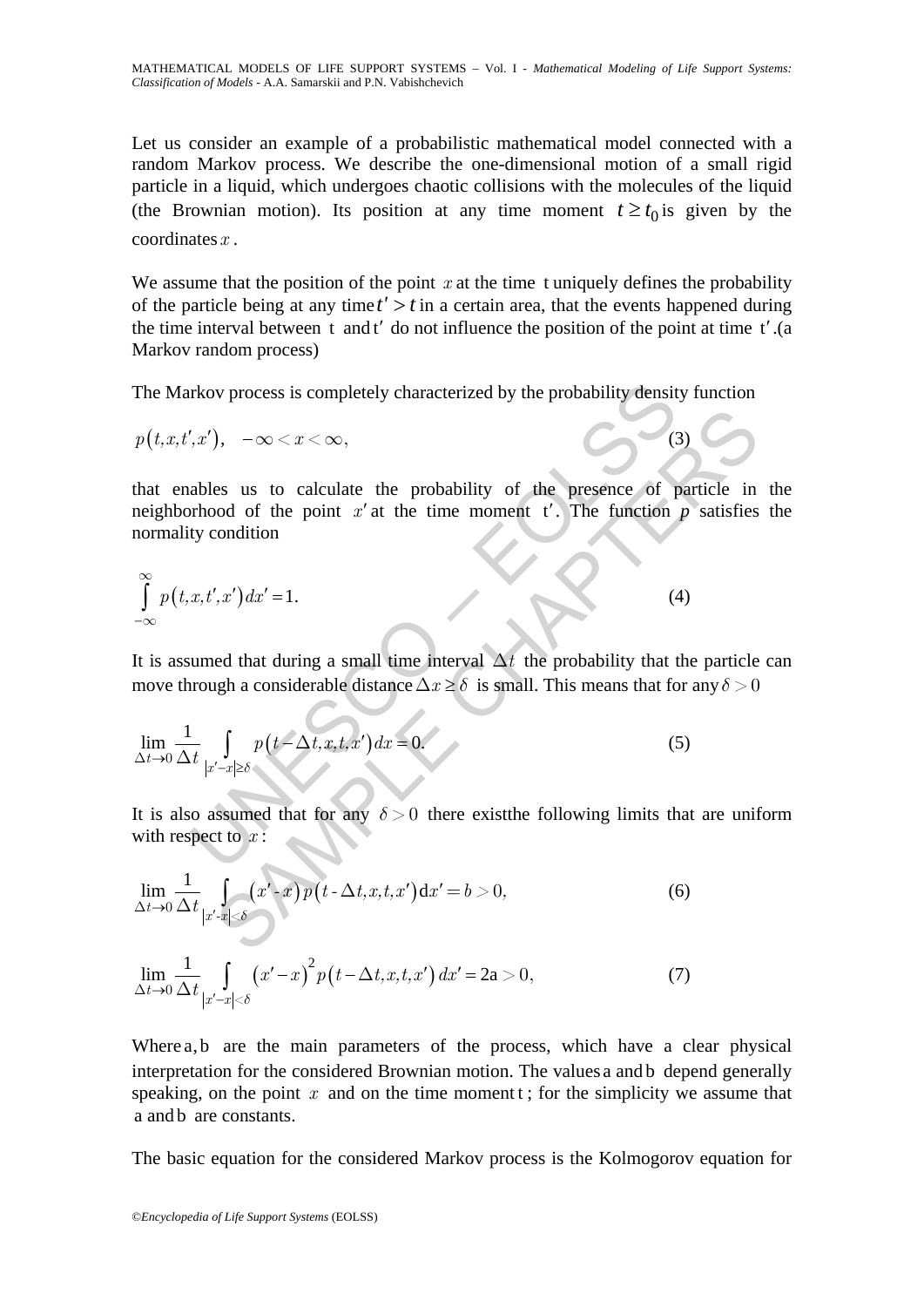Let us consider an example of a probabilistic mathematical model connected with a random Markov process. We describe the one-dimensional motion of a small rigid particle in a liquid, which undergoes chaotic collisions with the molecules of the liquid (the Brownian motion). Its position at any time moment $t \geq t_0$ is given by the coordinates $x$.

We assume that the position of the point $x$ at the time $t$ uniquely defines the probability of the particle being at any time $t' > t$ in a certain area, that the events happened during the time interval between $t$ and $t'$ do not influence the position of the point at time $t'$.(a Markov random process)

The Markov process is completely characterized by the probability density function

$$p(t,x,t',x'), \quad -\infty < x < \infty, \tag{3}$$

that enables us to calculate the probability of the presence of particle in the neighborhood of the point $x'$ at the time moment $t'$. The function $p$ satisfies the normality condition

$$\int_{-\infty}^{\infty} p(t,x,t',x')\,dx' = 1. \tag{4}$$

It is assumed that during a small time interval $\Delta t$ the probability that the particle can move through a considerable distance $\Delta x \geq \delta$ is small. This means that for any $\delta > 0$

$$\lim_{\Delta t \to 0} \frac{1}{\Delta t} \int_{|x'-x| \geq \delta} p(t-\Delta t, x, t, x')\,dx = 0. \tag{5}$$

It is also assumed that for any $\delta > 0$ there existthe following limits that are uniform with respect to $x$:

$$\lim_{\Delta t \to 0} \frac{1}{\Delta t} \int_{|x'-x| < \delta} (x'-x)\, p(t-\Delta t, x, t, x')\,dx' = b > 0, \tag{6}$$

$$\lim_{\Delta t \to 0} \frac{1}{\Delta t} \int_{|x'-x| < \delta} (x'-x)^2 p(t-\Delta t, x, t, x')\,dx' = 2a > 0, \tag{7}$$

Where $a, b$ are the main parameters of the process, which have a clear physical interpretation for the considered Brownian motion. The values $a$ and $b$ depend generally speaking, on the point $x$ and on the time moment $t$; for the simplicity we assume that $a$ and $b$ are constants.

The basic equation for the considered Markov process is the Kolmogorov equation for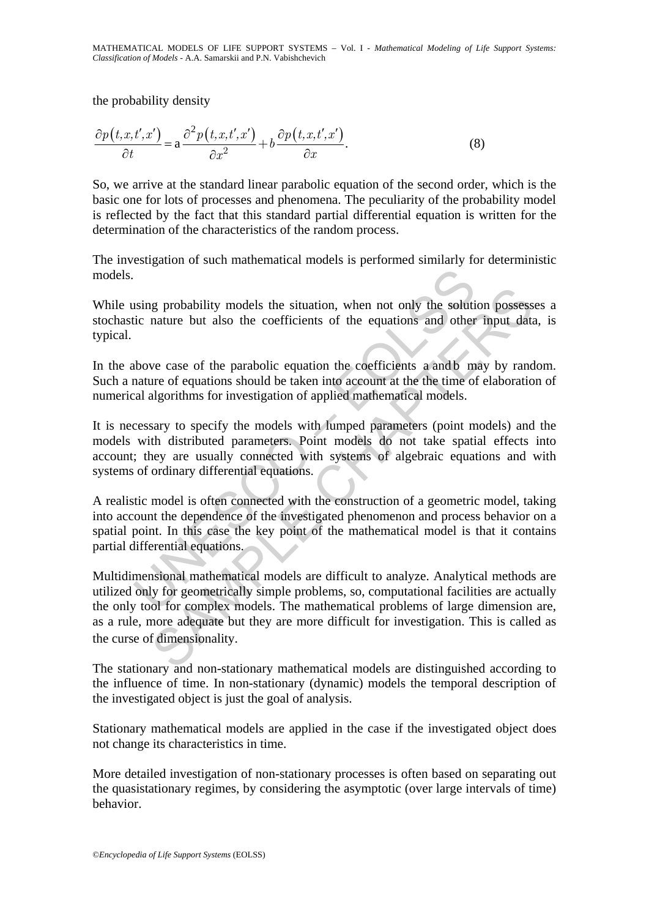the probability density

$$\frac{\partial p(t,x,t',x')}{\partial t} = \mathrm{a}\,\frac{\partial^2 p(t,x,t',x')}{\partial x^2} + b\,\frac{\partial p(t,x,t',x')}{\partial x}. \qquad (8)$$

So, we arrive at the standard linear parabolic equation of the second order, which is the basic one for lots of processes and phenomena. The peculiarity of the probability model is reflected by the fact that this standard partial differential equation is written for the determination of the characteristics of the random process.

The investigation of such mathematical models is performed similarly for deterministic models.

While using probability models the situation, when not only the solution possesses a stochastic nature but also the coefficients of the equations and other input data, is typical.

In the above case of the parabolic equation the coefficients $a$ and $b$ may by random. Such a nature of equations should be taken into account at the the time of elaboration of numerical algorithms for investigation of applied mathematical models.

It is necessary to specify the models with lumped parameters (point models) and the models with distributed parameters. Point models do not take spatial effects into account; they are usually connected with systems of algebraic equations and with systems of ordinary differential equations.

A realistic model is often connected with the construction of a geometric model, taking into account the dependence of the investigated phenomenon and process behavior on a spatial point. In this case the key point of the mathematical model is that it contains partial differential equations.

Multidimensional mathematical models are difficult to analyze. Analytical methods are utilized only for geometrically simple problems, so, computational facilities are actually the only tool for complex models. The mathematical problems of large dimension are, as a rule, more adequate but they are more difficult for investigation. This is called as the curse of dimensionality.

The stationary and non-stationary mathematical models are distinguished according to the influence of time. In non-stationary (dynamic) models the temporal description of the investigated object is just the goal of analysis.

Stationary mathematical models are applied in the case if the investigated object does not change its characteristics in time.

More detailed investigation of non-stationary processes is often based on separating out the quasistationary regimes, by considering the asymptotic (over large intervals of time) behavior.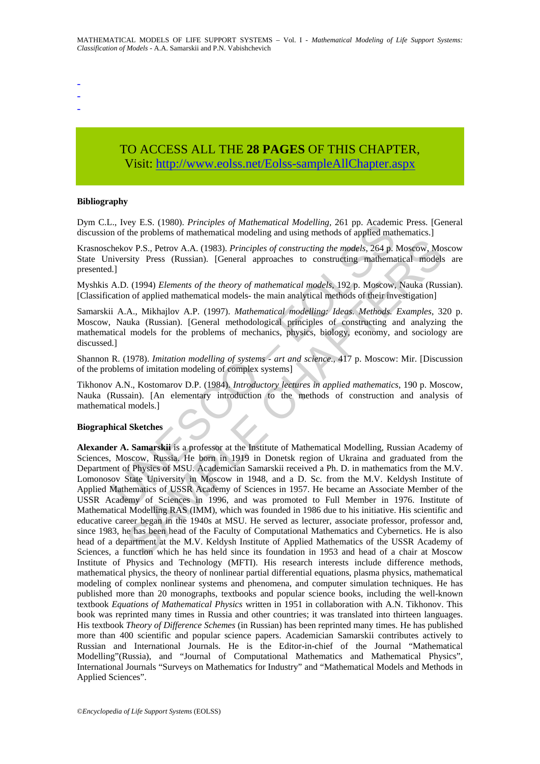-
-
-

TO ACCESS ALL THE **28 PAGES** OF THIS CHAPTER,
Visit: http://www.eolss.net/Eolss-sampleAllChapter.aspx

**Bibliography**

Dym C.L., Ivey E.S. (1980). *Principles of Mathematical Modelling*, 261 pp. Academic Press. [General discussion of the problems of mathematical modeling and using methods of applied mathematics.]

Krasnoschekov P.S., Petrov A.A. (1983). *Principles of constructing the models*, 264 p. Moscow, Moscow State University Press (Russian). [General approaches to constructing mathematical models are presented.]

Myshkis A.D. (1994) *Elements of the theory of mathematical models*, 192 p. Moscow, Nauka (Russian). [Classification of applied mathematical models- the main analytical methods of their investigation]

Samarskii A.A., Mikhajlov A.P. (1997). *Mathematical modelling: Ideas. Methods. Examples*, 320 p. Moscow, Nauka (Russian). [General methodological principles of constructing and analyzing the mathematical models for the problems of mechanics, physics, biology, economy, and sociology are discussed.]

Shannon R. (1978). *Imitation modelling of systems - art and science.*, 417 p. Moscow: Mir. [Discussion of the problems of imitation modeling of complex systems]

Tikhonov A.N., Kostomarov D.P. (1984). *Introductory lectures in applied mathematics*, 190 p. Moscow, Nauka (Russain). [An elementary introduction to the methods of construction and analysis of mathematical models.]

**Biographical Sketches**

**Alexander A. Samarskii** is a professor at the Institute of Mathematical Modelling, Russian Academy of Sciences, Moscow, Russia. He born in 1919 in Donetsk region of Ukraina and graduated from the Department of Physics of MSU. Academician Samarskii received a Ph. D. in mathematics from the M.V. Lomonosov State University in Moscow in 1948, and a D. Sc. from the M.V. Keldysh Institute of Applied Mathematics of USSR Academy of Sciences in 1957. He became an Associate Member of the USSR Academy of Sciences in 1996, and was promoted to Full Member in 1976. Institute of Mathematical Modelling RAS (IMM), which was founded in 1986 due to his initiative. His scientific and educative career began in the 1940s at MSU. He served as lecturer, associate professor, professor and, since 1983, he has been head of the Faculty of Computational Mathematics and Cybernetics. He is also head of a department at the M.V. Keldysh Institute of Applied Mathematics of the USSR Academy of Sciences, a function which he has held since its foundation in 1953 and head of a chair at Moscow Institute of Physics and Technology (MFTI). His research interests include difference methods, mathematical physics, the theory of nonlinear partial differential equations, plasma physics, mathematical modeling of complex nonlinear systems and phenomena, and computer simulation techniques. He has published more than 20 monographs, textbooks and popular science books, including the well-known textbook *Equations of Mathematical Physics* written in 1951 in collaboration with A.N. Tikhonov. This book was reprinted many times in Russia and other countries; it was translated into thirteen languages. His textbook *Theory of Difference Schemes* (in Russian) has been reprinted many times. He has published more than 400 scientific and popular science papers. Academician Samarskii contributes actively to Russian and International Journals. He is the Editor-in-chief of the Journal "Mathematical Modelling"(Russia), and "Journal of Computational Mathematics and Mathematical Physics", International Journals "Surveys on Mathematics for Industry" and "Mathematical Models and Methods in Applied Sciences".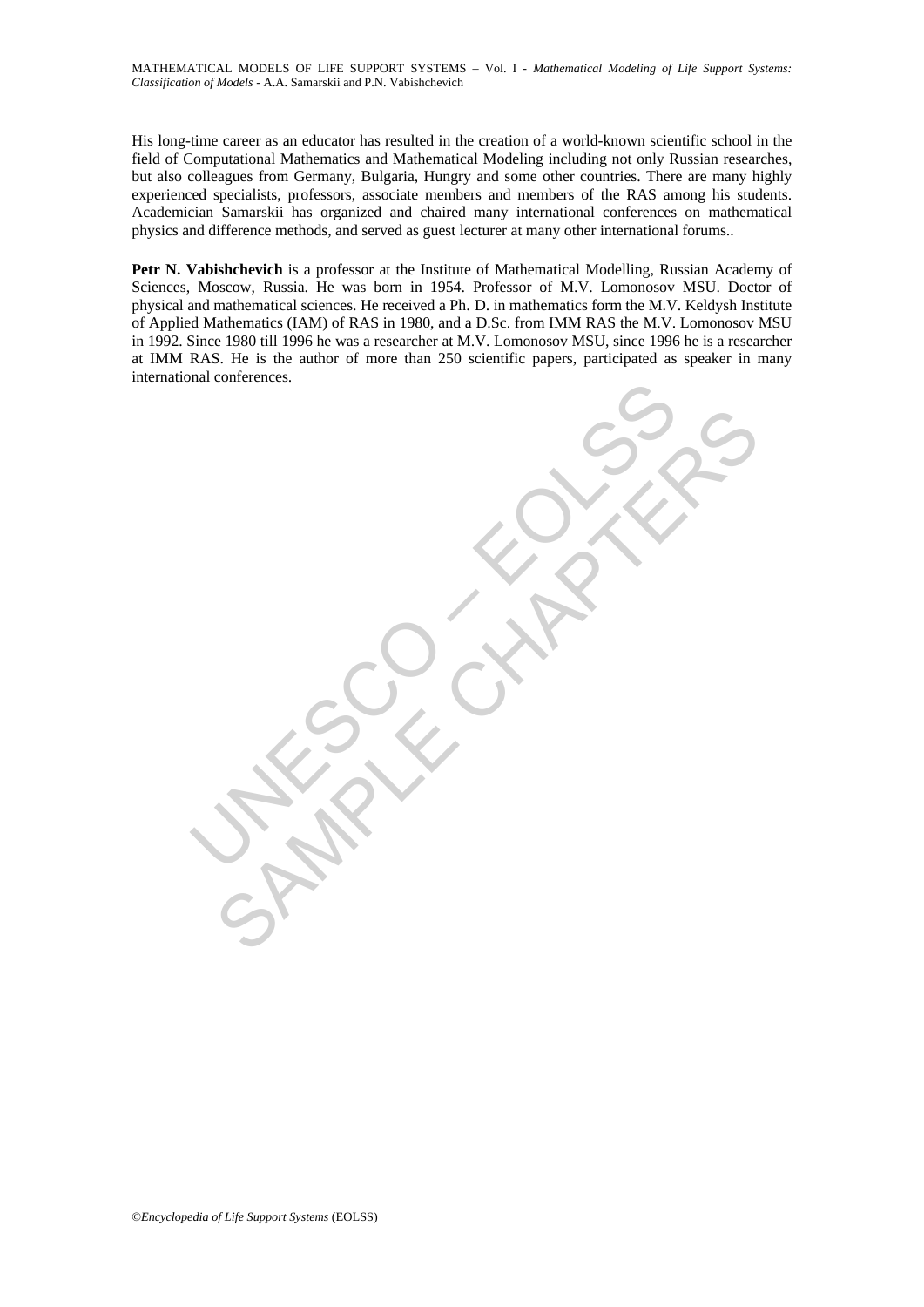His long-time career as an educator has resulted in the creation of a world-known scientific school in the field of Computational Mathematics and Mathematical Modeling including not only Russian researches, but also colleagues from Germany, Bulgaria, Hungry and some other countries. There are many highly experienced specialists, professors, associate members and members of the RAS among his students. Academician Samarskii has organized and chaired many international conferences on mathematical physics and difference methods, and served as guest lecturer at many other international forums..

**Petr N. Vabishchevich** is a professor at the Institute of Mathematical Modelling, Russian Academy of Sciences, Moscow, Russia. He was born in 1954. Professor of M.V. Lomonosov MSU. Doctor of physical and mathematical sciences. He received a Ph. D. in mathematics form the M.V. Keldysh Institute of Applied Mathematics (IAM) of RAS in 1980, and a D.Sc. from IMM RAS the M.V. Lomonosov MSU in 1992. Since 1980 till 1996 he was a researcher at M.V. Lomonosov MSU, since 1996 he is a researcher at IMM RAS. He is the author of more than 250 scientific papers, participated as speaker in many international conferences.